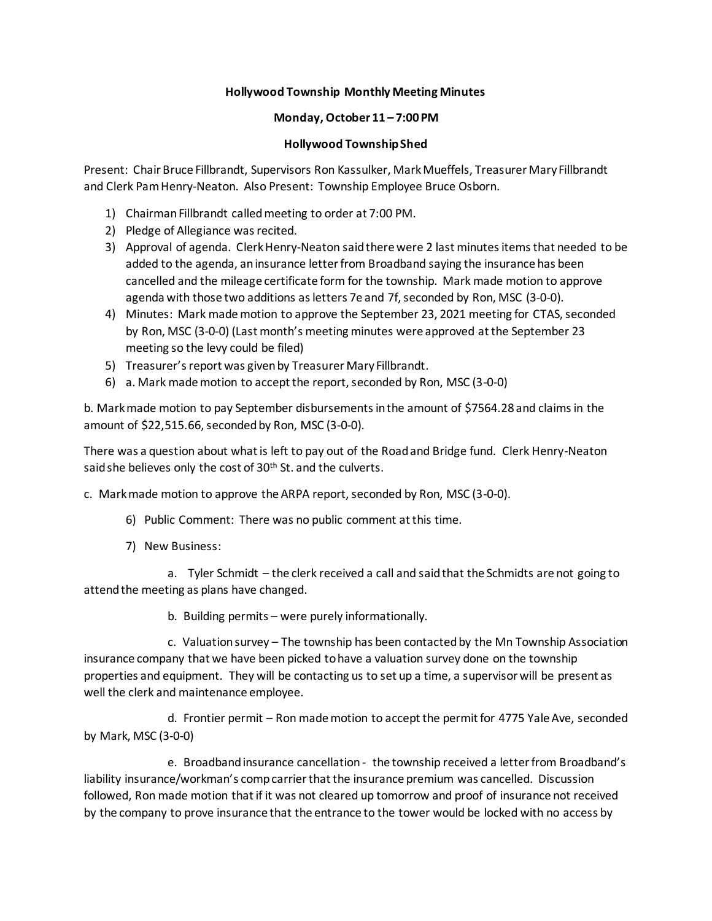**Hollywood Township Monthly Meeting Minutes**

**Monday, October 11 – 7:00 PM**

**Hollywood Township Shed**

Present: Chair Bruce Fillbrandt, Supervisors Ron Kassulker, Mark Mueffels, Treasurer Mary Fillbrandt and Clerk Pam Henry-Neaton. Also Present: Township Employee Bruce Osborn.

1) Chairman Fillbrandt called meeting to order at 7:00 PM.
2) Pledge of Allegiance was recited.
3) Approval of agenda. Clerk Henry-Neaton said there were 2 last minutes items that needed to be added to the agenda, an insurance letter from Broadband saying the insurance has been cancelled and the mileage certificate form for the township. Mark made motion to approve agenda with those two additions as letters 7e and 7f, seconded by Ron, MSC (3-0-0).
4) Minutes: Mark made motion to approve the September 23, 2021 meeting for CTAS, seconded by Ron, MSC (3-0-0) (Last month's meeting minutes were approved at the September 23 meeting so the levy could be filed)
5) Treasurer's report was given by Treasurer Mary Fillbrandt.
6) a. Mark made motion to accept the report, seconded by Ron, MSC (3-0-0)

b. Mark made motion to pay September disbursements in the amount of $7564.28 and claims in the amount of $22,515.66, seconded by Ron, MSC (3-0-0).

There was a question about what is left to pay out of the Road and Bridge fund. Clerk Henry-Neaton said she believes only the cost of 30th St. and the culverts.

c. Mark made motion to approve the ARPA report, seconded by Ron, MSC (3-0-0).

6) Public Comment: There was no public comment at this time.

7) New Business:

a. Tyler Schmidt – the clerk received a call and said that the Schmidts are not going to attend the meeting as plans have changed.

b. Building permits – were purely informationally.

c. Valuation survey – The township has been contacted by the Mn Township Association insurance company that we have been picked to have a valuation survey done on the township properties and equipment. They will be contacting us to set up a time, a supervisor will be present as well the clerk and maintenance employee.

d. Frontier permit – Ron made motion to accept the permit for 4775 Yale Ave, seconded by Mark, MSC (3-0-0)

e. Broadband insurance cancellation - the township received a letter from Broadband's liability insurance/workman's comp carrier that the insurance premium was cancelled. Discussion followed, Ron made motion that if it was not cleared up tomorrow and proof of insurance not received by the company to prove insurance that the entrance to the tower would be locked with no access by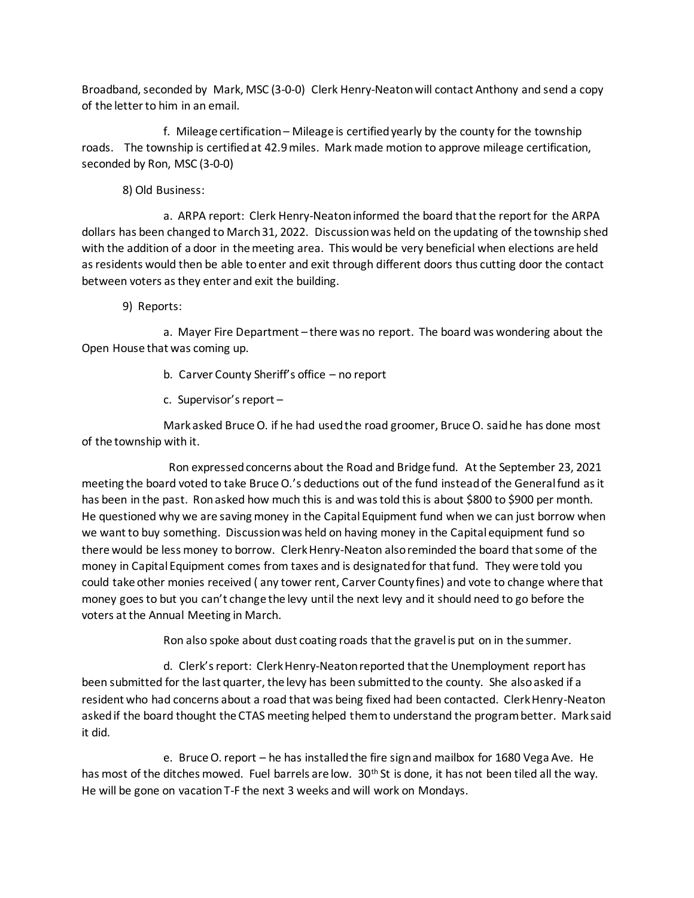Broadband, seconded by Mark, MSC (3-0-0) Clerk Henry-Neaton will contact Anthony and send a copy of the letter to him in an email.

f. Mileage certification – Mileage is certified yearly by the county for the township roads. The township is certified at 42.9 miles. Mark made motion to approve mileage certification, seconded by Ron, MSC (3-0-0)

8) Old Business:

a. ARPA report: Clerk Henry-Neaton informed the board that the report for the ARPA dollars has been changed to March 31, 2022. Discussion was held on the updating of the township shed with the addition of a door in the meeting area. This would be very beneficial when elections are held as residents would then be able to enter and exit through different doors thus cutting door the contact between voters as they enter and exit the building.

9) Reports:

a. Mayer Fire Department – there was no report. The board was wondering about the Open House that was coming up.

b. Carver County Sheriff's office – no report

c. Supervisor's report –

Mark asked Bruce O. if he had used the road groomer, Bruce O. said he has done most of the township with it.

Ron expressed concerns about the Road and Bridge fund. At the September 23, 2021 meeting the board voted to take Bruce O.'s deductions out of the fund instead of the General fund as it has been in the past. Ron asked how much this is and was told this is about $800 to $900 per month. He questioned why we are saving money in the Capital Equipment fund when we can just borrow when we want to buy something. Discussion was held on having money in the Capital equipment fund so there would be less money to borrow. Clerk Henry-Neaton also reminded the board that some of the money in Capital Equipment comes from taxes and is designated for that fund. They were told you could take other monies received ( any tower rent, Carver County fines) and vote to change where that money goes to but you can't change the levy until the next levy and it should need to go before the voters at the Annual Meeting in March.

Ron also spoke about dust coating roads that the gravel is put on in the summer.

d. Clerk's report: Clerk Henry-Neaton reported that the Unemployment report has been submitted for the last quarter, the levy has been submitted to the county. She also asked if a resident who had concerns about a road that was being fixed had been contacted. Clerk Henry-Neaton asked if the board thought the CTAS meeting helped them to understand the program better. Mark said it did.

e. Bruce O. report – he has installed the fire sign and mailbox for 1680 Vega Ave. He has most of the ditches mowed. Fuel barrels are low. 30th St is done, it has not been tiled all the way. He will be gone on vacation T-F the next 3 weeks and will work on Mondays.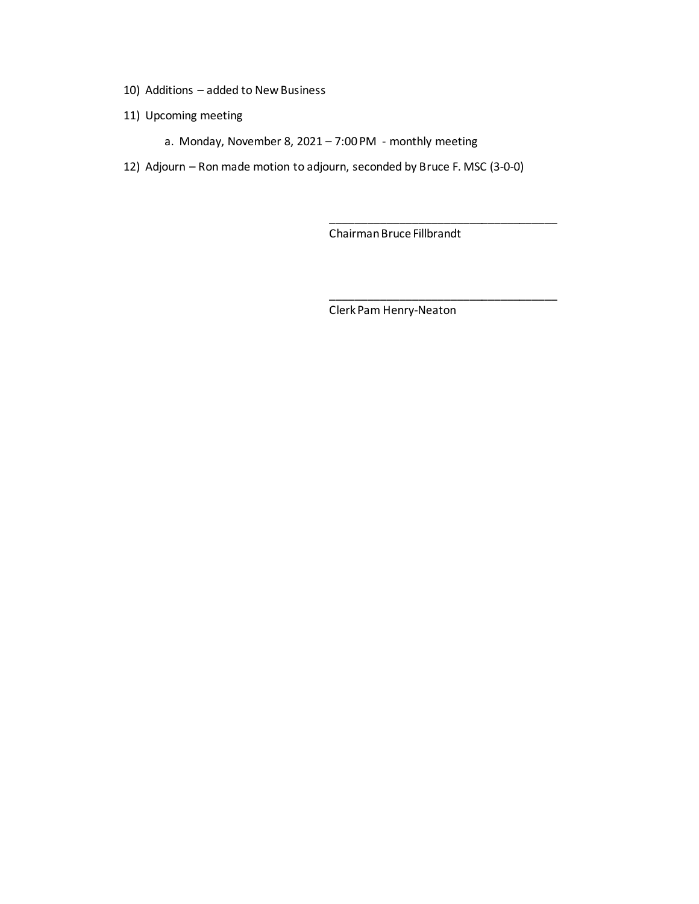10) Additions – added to New Business

11) Upcoming meeting

    a. Monday, November 8, 2021 – 7:00 PM - monthly meeting

12) Adjourn – Ron made motion to adjourn, seconded by Bruce F. MSC (3-0-0)

_____________________________________
Chairman Bruce Fillbrandt

_____________________________________
Clerk Pam Henry-Neaton